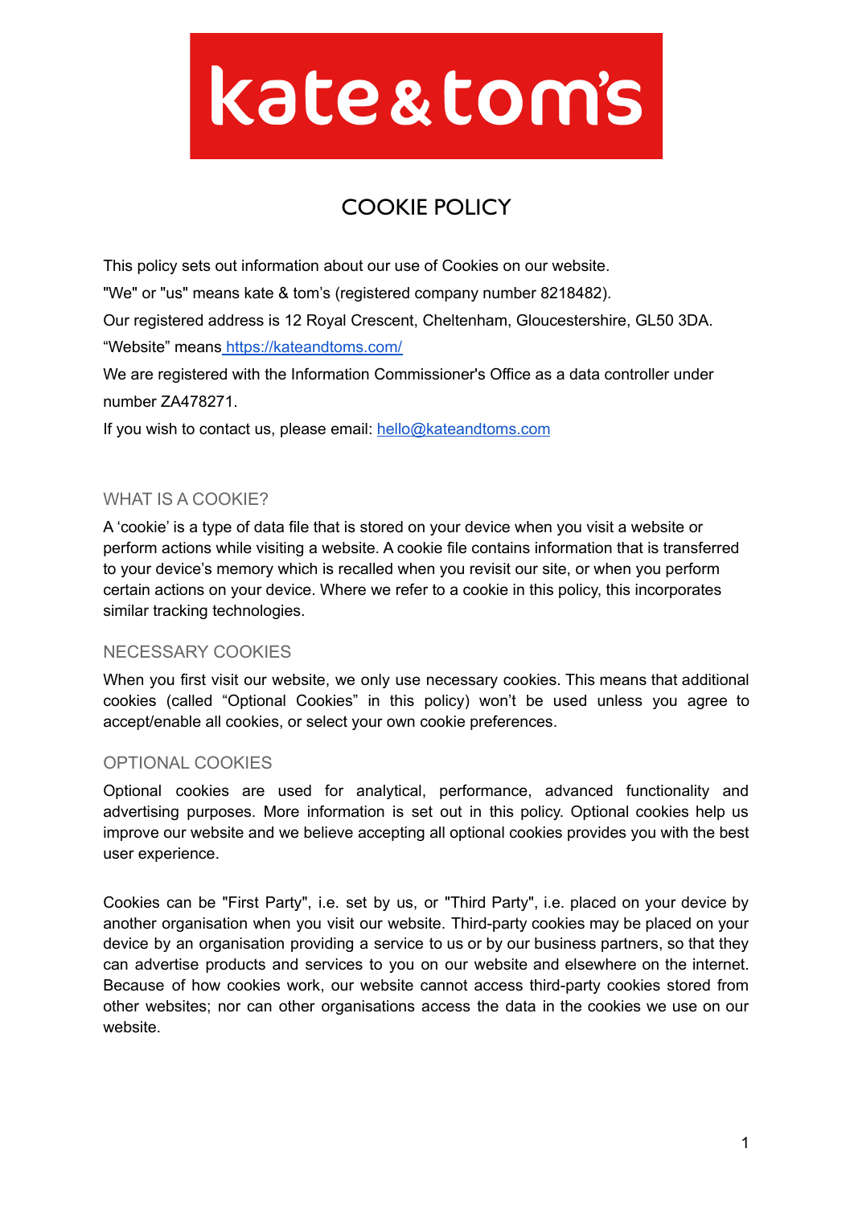# COOKIE POLICY

This policy sets out information about our use of Cookies on our website.

"We" or "us" means kate & tom's (registered company number 8218482).

Our registered address is 12 Royal Crescent, Cheltenham, Gloucestershire, GL50 3DA.

"Website" means [https://kateandtoms.com/](https://kateandtoms.com/)

We are registered with the Information Commissioner's Office as a data controller under number ZA478271.

If you wish to contact us, please email: [hello@kateandtoms.com](mailto:hello@kateandtoms.com)

## WHAT IS A COOKIE?

A 'cookie' is a type of data file that is stored on your device when you visit a website or perform actions while visiting a website. A cookie file contains information that is transferred to your device's memory which is recalled when you revisit our site, or when you perform certain actions on your device. Where we refer to a cookie in this policy, this incorporates similar tracking technologies.

## NECESSARY COOKIES

When you first visit our website, we only use necessary cookies. This means that additional cookies (called "Optional Cookies" in this policy) won't be used unless you agree to accept/enable all cookies, or select your own cookie preferences.

## OPTIONAL COOKIES

Optional cookies are used for analytical, performance, advanced functionality and advertising purposes. More information is set out in this policy. Optional cookies help us improve our website and we believe accepting all optional cookies provides you with the best user experience.

Cookies can be "First Party", i.e. set by us, or "Third Party", i.e. placed on your device by another organisation when you visit our website. Third-party cookies may be placed on your device by an organisation providing a service to us or by our business partners, so that they can advertise products and services to you on our website and elsewhere on the internet. Because of how cookies work, our website cannot access third-party cookies stored from other websites; nor can other organisations access the data in the cookies we use on our website.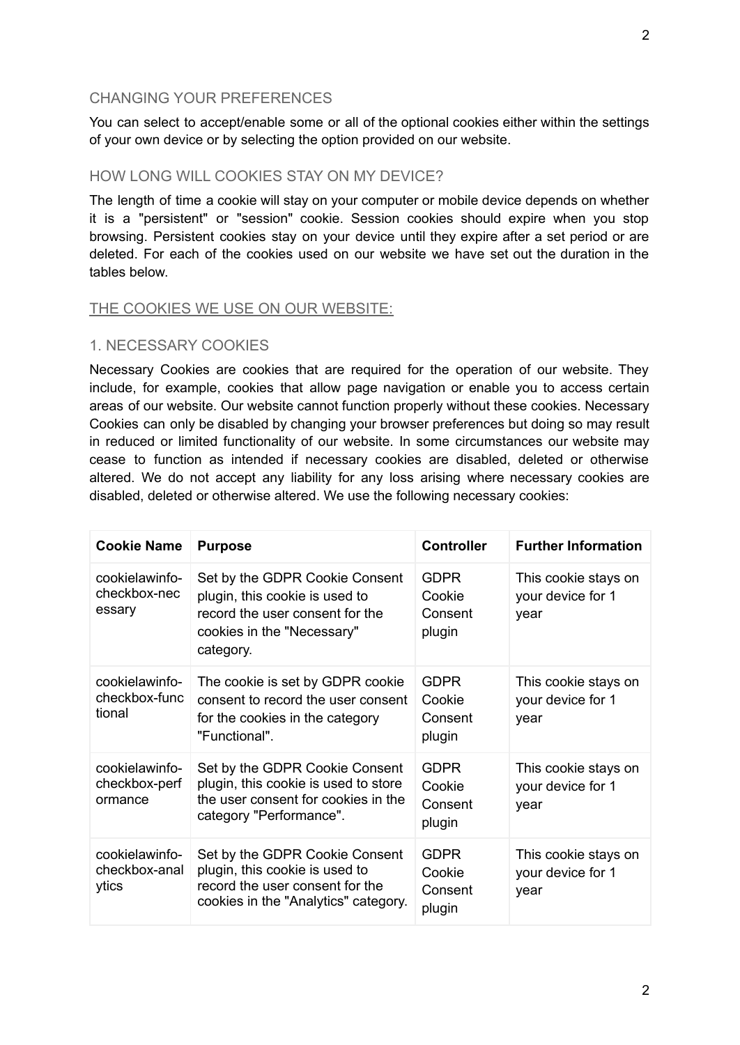## CHANGING YOUR PREFERENCES

You can select to accept/enable some or all of the optional cookies either within the settings of your own device or by selecting the option provided on our website.

## HOW LONG WILL COOKIES STAY ON MY DEVICE?

The length of time a cookie will stay on your computer or mobile device depends on whether it is a "persistent" or "session" cookie. Session cookies should expire when you stop browsing. Persistent cookies stay on your device until they expire after a set period or are deleted. For each of the cookies used on our website we have set out the duration in the tables below.

## THE COOKIES WE USE ON OUR WEBSITE:

### 1. NECESSARY COOKIES

Necessary Cookies are cookies that are required for the operation of our website. They include, for example, cookies that allow page navigation or enable you to access certain areas of our website. Our website cannot function properly without these cookies. Necessary Cookies can only be disabled by changing your browser preferences but doing so may result in reduced or limited functionality of our website. In some circumstances our website may cease to function as intended if necessary cookies are disabled, deleted or otherwise altered. We do not accept any liability for any loss arising where necessary cookies are disabled, deleted or otherwise altered. We use the following necessary cookies:

| Cookie Name | Purpose | Controller | Further Information |
|---|---|---|---|
| cookielawinfo-checkbox-necessary | Set by the GDPR Cookie Consent plugin, this cookie is used to record the user consent for the cookies in the "Necessary" category. | GDPR Cookie Consent plugin | This cookie stays on your device for 1 year |
| cookielawinfo-checkbox-functional | The cookie is set by GDPR cookie consent to record the user consent for the cookies in the category "Functional". | GDPR Cookie Consent plugin | This cookie stays on your device for 1 year |
| cookielawinfo-checkbox-performance | Set by the GDPR Cookie Consent plugin, this cookie is used to store the user consent for cookies in the category "Performance". | GDPR Cookie Consent plugin | This cookie stays on your device for 1 year |
| cookielawinfo-checkbox-analytics | Set by the GDPR Cookie Consent plugin, this cookie is used to record the user consent for the cookies in the "Analytics" category. | GDPR Cookie Consent plugin | This cookie stays on your device for 1 year |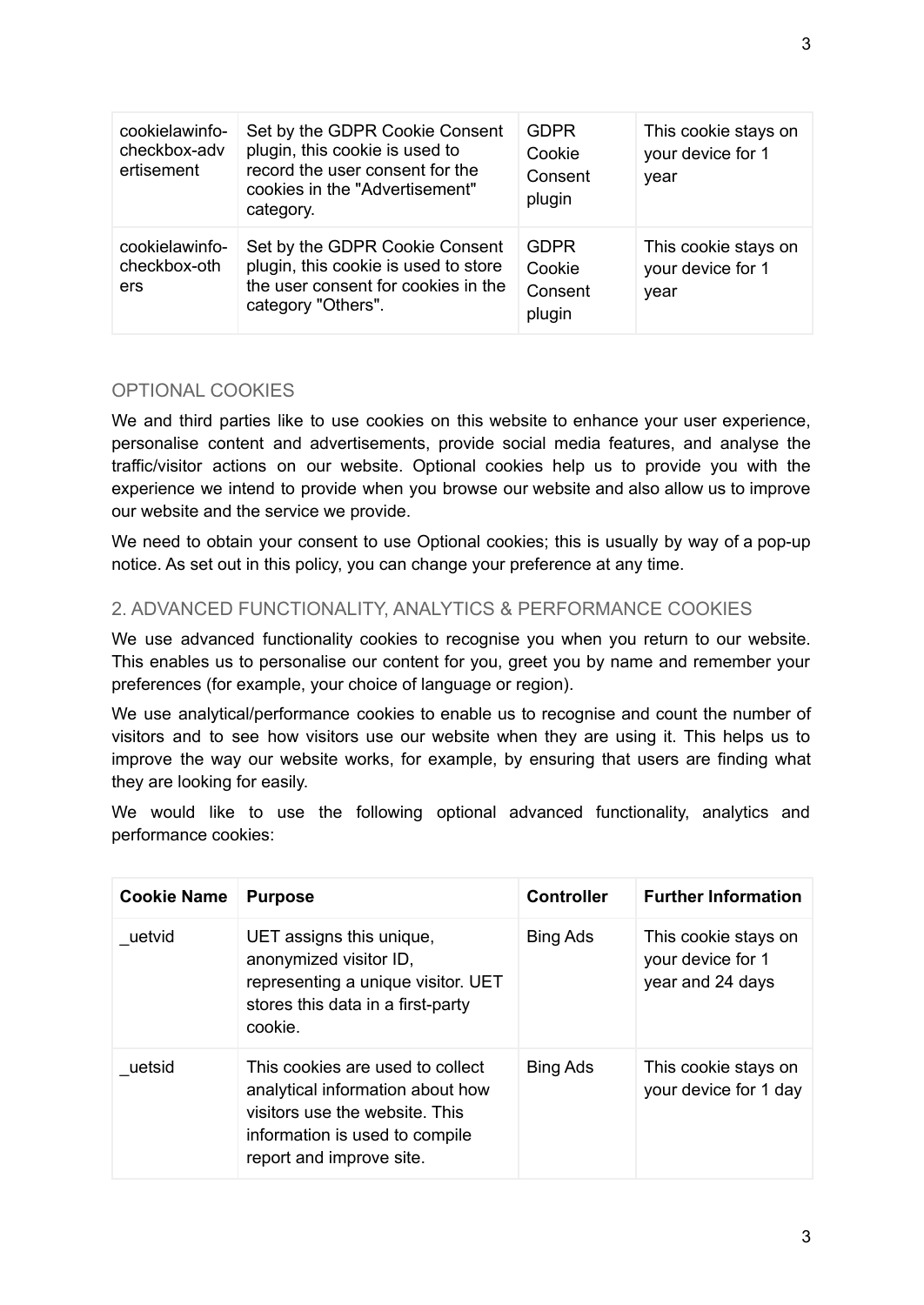| cookielawinfo-checkbox-advertisement | Set by the GDPR Cookie Consent plugin, this cookie is used to record the user consent for the cookies in the "Advertisement" category. | GDPR Cookie Consent plugin | This cookie stays on your device for 1 year |
|---|---|---|---|
| cookielawinfo-checkbox-others | Set by the GDPR Cookie Consent plugin, this cookie is used to store the user consent for cookies in the category "Others". | GDPR Cookie Consent plugin | This cookie stays on your device for 1 year |

## OPTIONAL COOKIES

We and third parties like to use cookies on this website to enhance your user experience, personalise content and advertisements, provide social media features, and analyse the traffic/visitor actions on our website. Optional cookies help us to provide you with the experience we intend to provide when you browse our website and also allow us to improve our website and the service we provide.

We need to obtain your consent to use Optional cookies; this is usually by way of a pop-up notice. As set out in this policy, you can change your preference at any time.

## 2. ADVANCED FUNCTIONALITY, ANALYTICS & PERFORMANCE COOKIES

We use advanced functionality cookies to recognise you when you return to our website. This enables us to personalise our content for you, greet you by name and remember your preferences (for example, your choice of language or region).

We use analytical/performance cookies to enable us to recognise and count the number of visitors and to see how visitors use our website when they are using it. This helps us to improve the way our website works, for example, by ensuring that users are finding what they are looking for easily.

We would like to use the following optional advanced functionality, analytics and performance cookies:

| Cookie Name | Purpose | Controller | Further Information |
|---|---|---|---|
| _uetvid | UET assigns this unique, anonymized visitor ID, representing a unique visitor. UET stores this data in a first-party cookie. | Bing Ads | This cookie stays on your device for 1 year and 24 days |
| _uetsid | This cookies are used to collect analytical information about how visitors use the website. This information is used to compile report and improve site. | Bing Ads | This cookie stays on your device for 1 day |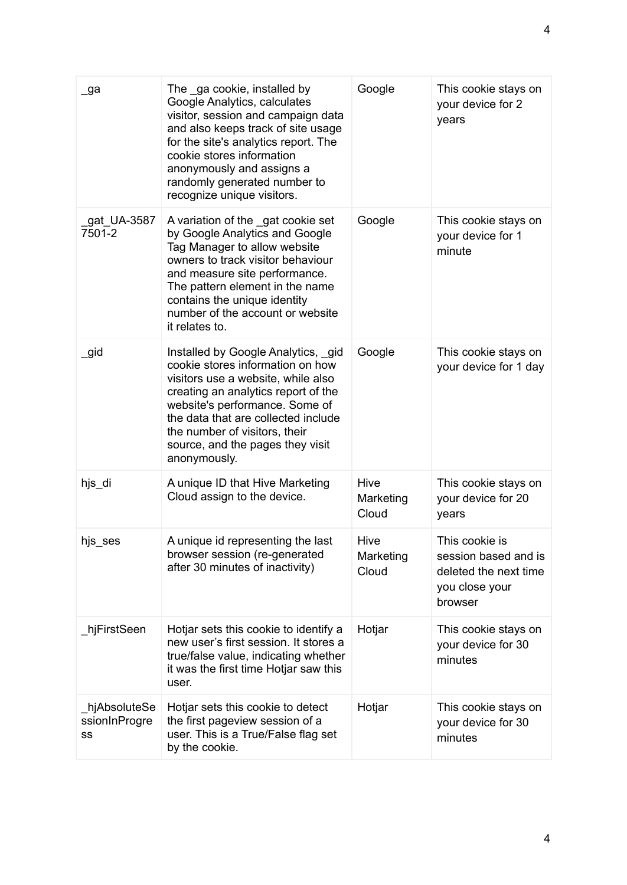| _ga | The _ga cookie, installed by Google Analytics, calculates visitor, session and campaign data and also keeps track of site usage for the site's analytics report. The cookie stores information anonymously and assigns a randomly generated number to recognize unique visitors. | Google | This cookie stays on your device for 2 years |
|---|---|---|---|
| _gat_UA-35877501-2 | A variation of the _gat cookie set by Google Analytics and Google Tag Manager to allow website owners to track visitor behaviour and measure site performance. The pattern element in the name contains the unique identity number of the account or website it relates to. | Google | This cookie stays on your device for 1 minute |
| _gid | Installed by Google Analytics, _gid cookie stores information on how visitors use a website, while also creating an analytics report of the website's performance. Some of the data that are collected include the number of visitors, their source, and the pages they visit anonymously. | Google | This cookie stays on your device for 1 day |
| hjs_di | A unique ID that Hive Marketing Cloud assign to the device. | Hive Marketing Cloud | This cookie stays on your device for 20 years |
| hjs_ses | A unique id representing the last browser session (re-generated after 30 minutes of inactivity) | Hive Marketing Cloud | This cookie is session based and is deleted the next time you close your browser |
| _hjFirstSeen | Hotjar sets this cookie to identify a new user's first session. It stores a true/false value, indicating whether it was the first time Hotjar saw this user. | Hotjar | This cookie stays on your device for 30 minutes |
| _hjAbsoluteSessionInProgress | Hotjar sets this cookie to detect the first pageview session of a user. This is a True/False flag set by the cookie. | Hotjar | This cookie stays on your device for 30 minutes |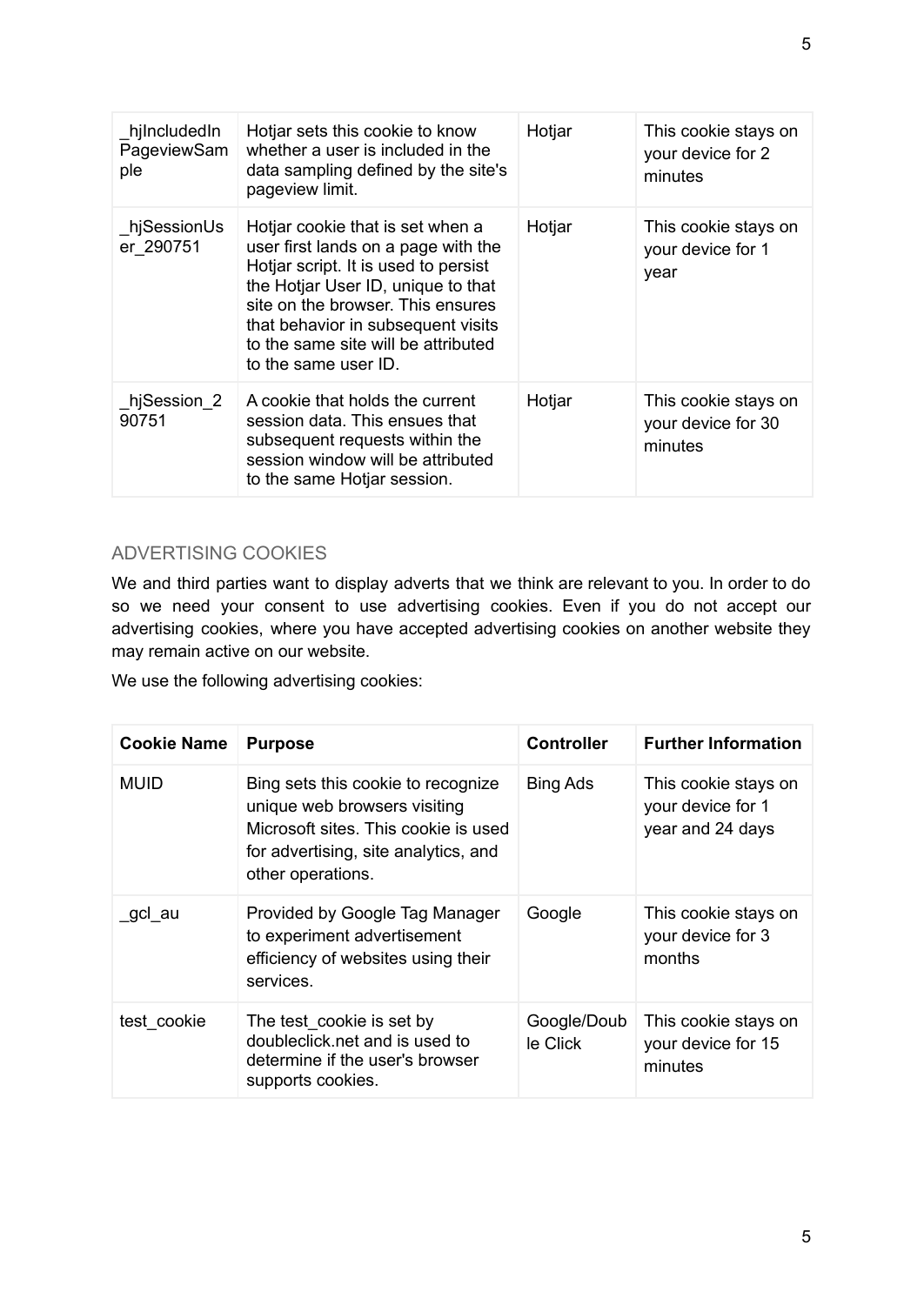| | | | |
|---|---|---|---|
| _hjIncludedInPageviewSample | Hotjar sets this cookie to know whether a user is included in the data sampling defined by the site's pageview limit. | Hotjar | This cookie stays on your device for 2 minutes |
| _hjSessionUser_290751 | Hotjar cookie that is set when a user first lands on a page with the Hotjar script. It is used to persist the Hotjar User ID, unique to that site on the browser. This ensures that behavior in subsequent visits to the same site will be attributed to the same user ID. | Hotjar | This cookie stays on your device for 1 year |
| _hjSession_290751 | A cookie that holds the current session data. This ensues that subsequent requests within the session window will be attributed to the same Hotjar session. | Hotjar | This cookie stays on your device for 30 minutes |

## ADVERTISING COOKIES

We and third parties want to display adverts that we think are relevant to you. In order to do so we need your consent to use advertising cookies. Even if you do not accept our advertising cookies, where you have accepted advertising cookies on another website they may remain active on our website.

We use the following advertising cookies:

| Cookie Name | Purpose | Controller | Further Information |
|---|---|---|---|
| MUID | Bing sets this cookie to recognize unique web browsers visiting Microsoft sites. This cookie is used for advertising, site analytics, and other operations. | Bing Ads | This cookie stays on your device for 1 year and 24 days |
| _gcl_au | Provided by Google Tag Manager to experiment advertisement efficiency of websites using their services. | Google | This cookie stays on your device for 3 months |
| test_cookie | The test_cookie is set by doubleclick.net and is used to determine if the user's browser supports cookies. | Google/Double Click | This cookie stays on your device for 15 minutes |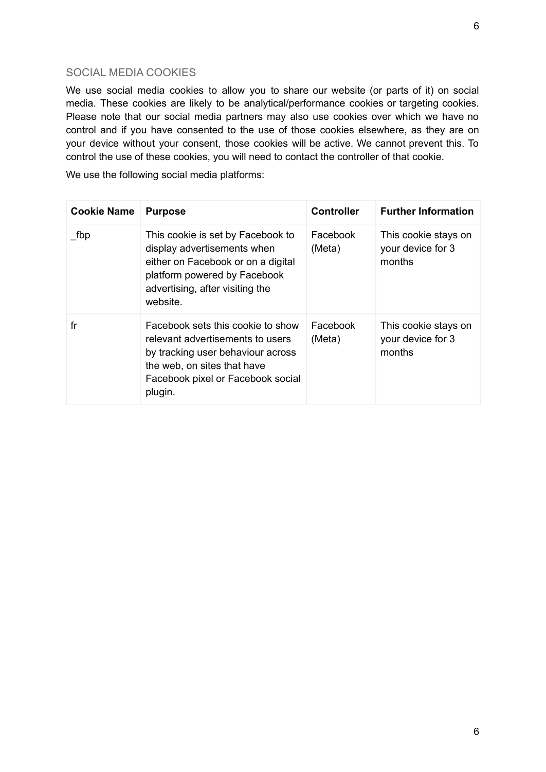## SOCIAL MEDIA COOKIES

We use social media cookies to allow you to share our website (or parts of it) on social media. These cookies are likely to be analytical/performance cookies or targeting cookies. Please note that our social media partners may also use cookies over which we have no control and if you have consented to the use of those cookies elsewhere, as they are on your device without your consent, those cookies will be active. We cannot prevent this. To control the use of these cookies, you will need to contact the controller of that cookie.

We use the following social media platforms:

| Cookie Name | Purpose | Controller | Further Information |
|---|---|---|---|
| _fbp | This cookie is set by Facebook to display advertisements when either on Facebook or on a digital platform powered by Facebook advertising, after visiting the website. | Facebook (Meta) | This cookie stays on your device for 3 months |
| fr | Facebook sets this cookie to show relevant advertisements to users by tracking user behaviour across the web, on sites that have Facebook pixel or Facebook social plugin. | Facebook (Meta) | This cookie stays on your device for 3 months |